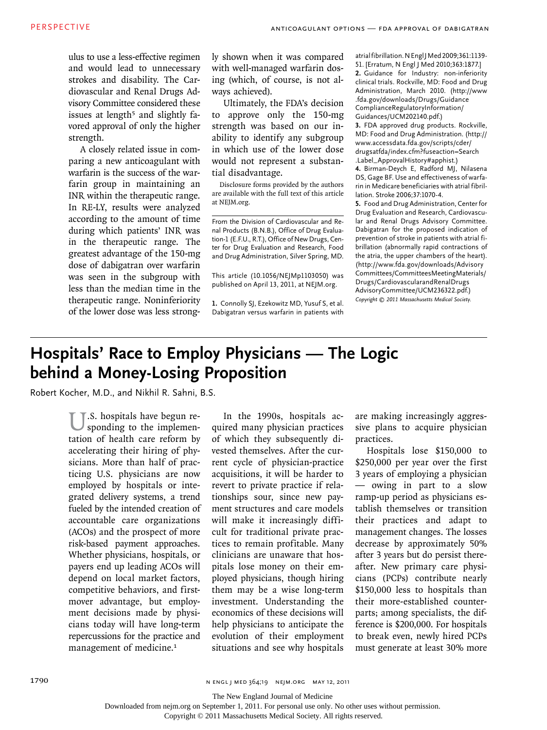ulus to use a less-effective regimen and would lead to unnecessary strokes and disability. The Cardiovascular and Renal Drugs Advisory Committee considered these issues at length[5] and slightly favored approval of only the higher strength.

A closely related issue in comparing a new anticoagulant with warfarin is the success of the warfarin group in maintaining an INR within the therapeutic range. In RE-LY, results were analyzed according to the amount of time during which patients' INR was in the therapeutic range. The greatest advantage of the 150-mg dose of dabigatran over warfarin was seen in the subgroup with less than the median time in the therapeutic range. Noninferiority of the lower dose was less strongly shown when it was compared with well-managed warfarin dosing (which, of course, is not always achieved).

Ultimately, the FDA's decision to approve only the 150-mg strength was based on our inability to identify any subgroup in which use of the lower dose would not represent a substantial disadvantage.

Disclosure forms provided by the authors are available with the full text of this article at NEJM.org.

From the Division of Cardiovascular and Renal Products (B.N.B.), Office of Drug Evaluation-1 (E.F.U., R.T.), Office of New Drugs, Center for Drug Evaluation and Research, Food and Drug Administration, Silver Spring, MD.

This article (10.1056/NEJMp1103050) was published on April 13, 2011, at NEJM.org.

1. Connolly SJ, Ezekowitz MD, Yusuf S, et al. Dabigatran versus warfarin in patients with atrial fibrillation. N Engl J Med 2009;361:1139-51. [Erratum, N Engl J Med 2010;363:1877.]
2. Guidance for Industry: non-inferiority clinical trials. Rockville, MD: Food and Drug Administration, March 2010. (http://www.fda.gov/downloads/Drugs/GuidanceComplianceRegulatoryInformation/Guidances/UCM202140.pdf.)
3. FDA approved drug products. Rockville, MD: Food and Drug Administration. (http://www.accessdata.fda.gov/scripts/cder/drugsatfda/index.cfm?fuseaction=Search.Label_ApprovalHistory#apphist.)
4. Birman-Deych E, Radford MJ, Nilasena DS, Gage BF. Use and effectiveness of warfarin in Medicare beneficiaries with atrial fibrillation. Stroke 2006;37:1070-4.
5. Food and Drug Administration, Center for Drug Evaluation and Research, Cardiovascular and Renal Drugs Advisory Committee. Dabigatran for the proposed indication of prevention of stroke in patients with atrial fibrillation (abnormally rapid contractions of the atria, the upper chambers of the heart). (http://www.fda.gov/downloads/AdvisoryCommittees/CommitteesMeetingMaterials/Drugs/CardiovascularandRenalDrugsAdvisoryCommittee/UCM236322.pdf.)

*Copyright © 2011 Massachusetts Medical Society.*

# Hospitals' Race to Employ Physicians — The Logic behind a Money-Losing Proposition

Robert Kocher, M.D., and Nikhil R. Sahni, B.S.

U.S. hospitals have begun responding to the implementation of health care reform by accelerating their hiring of physicians. More than half of practicing U.S. physicians are now employed by hospitals or integrated delivery systems, a trend fueled by the intended creation of accountable care organizations (ACOs) and the prospect of more risk-based payment approaches. Whether physicians, hospitals, or payers end up leading ACOs will depend on local market factors, competitive behaviors, and first-mover advantage, but employment decisions made by physicians today will have long-term repercussions for the practice and management of medicine.[1]

In the 1990s, hospitals acquired many physician practices of which they subsequently divested themselves. After the current cycle of physician-practice acquisitions, it will be harder to revert to private practice if relationships sour, since new payment structures and care models will make it increasingly difficult for traditional private practices to remain profitable. Many clinicians are unaware that hospitals lose money on their employed physicians, though hiring them may be a wise long-term investment. Understanding the economics of these decisions will help physicians to anticipate the evolution of their employment situations and see why hospitals are making increasingly aggressive plans to acquire physician practices.

Hospitals lose \$150,000 to \$250,000 per year over the first 3 years of employing a physician — owing in part to a slow ramp-up period as physicians establish themselves or transition their practices and adapt to management changes. The losses decrease by approximately 50% after 3 years but do persist thereafter. New primary care physicians (PCPs) contribute nearly \$150,000 less to hospitals than their more-established counterparts; among specialists, the difference is \$200,000. For hospitals to break even, newly hired PCPs must generate at least 30% more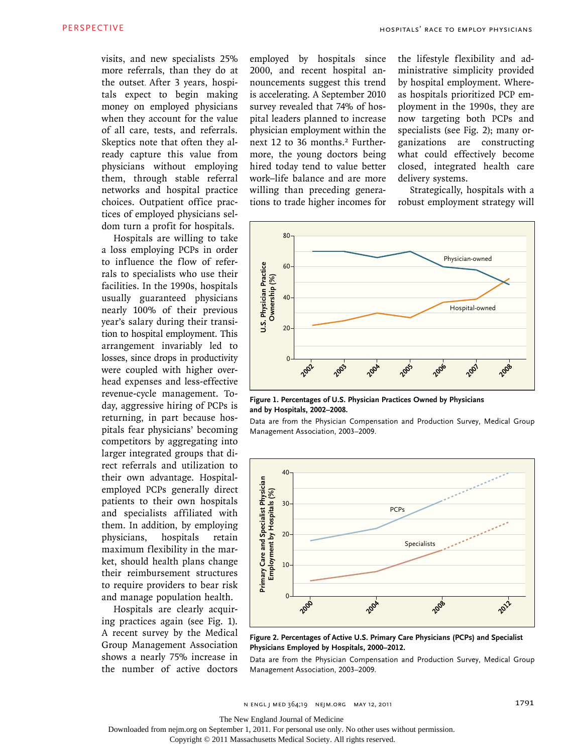visits, and new specialists 25% more referrals, than they do at the outset. After 3 years, hospitals expect to begin making money on employed physicians when they account for the value of all care, tests, and referrals. Skeptics note that often they already capture this value from physicians without employing them, through stable referral networks and hospital practice choices. Outpatient office practices of employed physicians seldom turn a profit for hospitals.

Hospitals are willing to take a loss employing PCPs in order to influence the flow of referrals to specialists who use their facilities. In the 1990s, hospitals usually guaranteed physicians nearly 100% of their previous year's salary during their transition to hospital employment. This arrangement invariably led to losses, since drops in productivity were coupled with higher overhead expenses and less-effective revenue-cycle management. Today, aggressive hiring of PCPs is returning, in part because hospitals fear physicians' becoming competitors by aggregating into larger integrated groups that direct referrals and utilization to their own advantage. Hospital-employed PCPs generally direct patients to their own hospitals and specialists affiliated with them. In addition, by employing physicians, hospitals retain maximum flexibility in the market, should health plans change their reimbursement structures to require providers to bear risk and manage population health.

Hospitals are clearly acquiring practices again (see Fig. 1). A recent survey by the Medical Group Management Association shows a nearly 75% increase in the number of active doctors employed by hospitals since 2000, and recent hospital announcements suggest this trend is accelerating. A September 2010 survey revealed that 74% of hospital leaders planned to increase physician employment within the next 12 to 36 months.[2] Furthermore, the young doctors being hired today tend to value better work–life balance and are more willing than preceding generations to trade higher incomes for the lifestyle flexibility and administrative simplicity provided by hospital employment. Whereas hospitals prioritized PCP employment in the 1990s, they are now targeting both PCPs and specialists (see Fig. 2); many organizations are constructing what could effectively become closed, integrated health care delivery systems.

Strategically, hospitals with a robust employment strategy will

**Figure 1. Percentages of U.S. Physician Practices Owned by Physicians and by Hospitals, 2002–2008.**

Data are from the Physician Compensation and Production Survey, Medical Group Management Association, 2003–2009.

**Figure 2. Percentages of Active U.S. Primary Care Physicians (PCPs) and Specialist Physicians Employed by Hospitals, 2000–2012.**

Data are from the Physician Compensation and Production Survey, Medical Group Management Association, 2003–2009.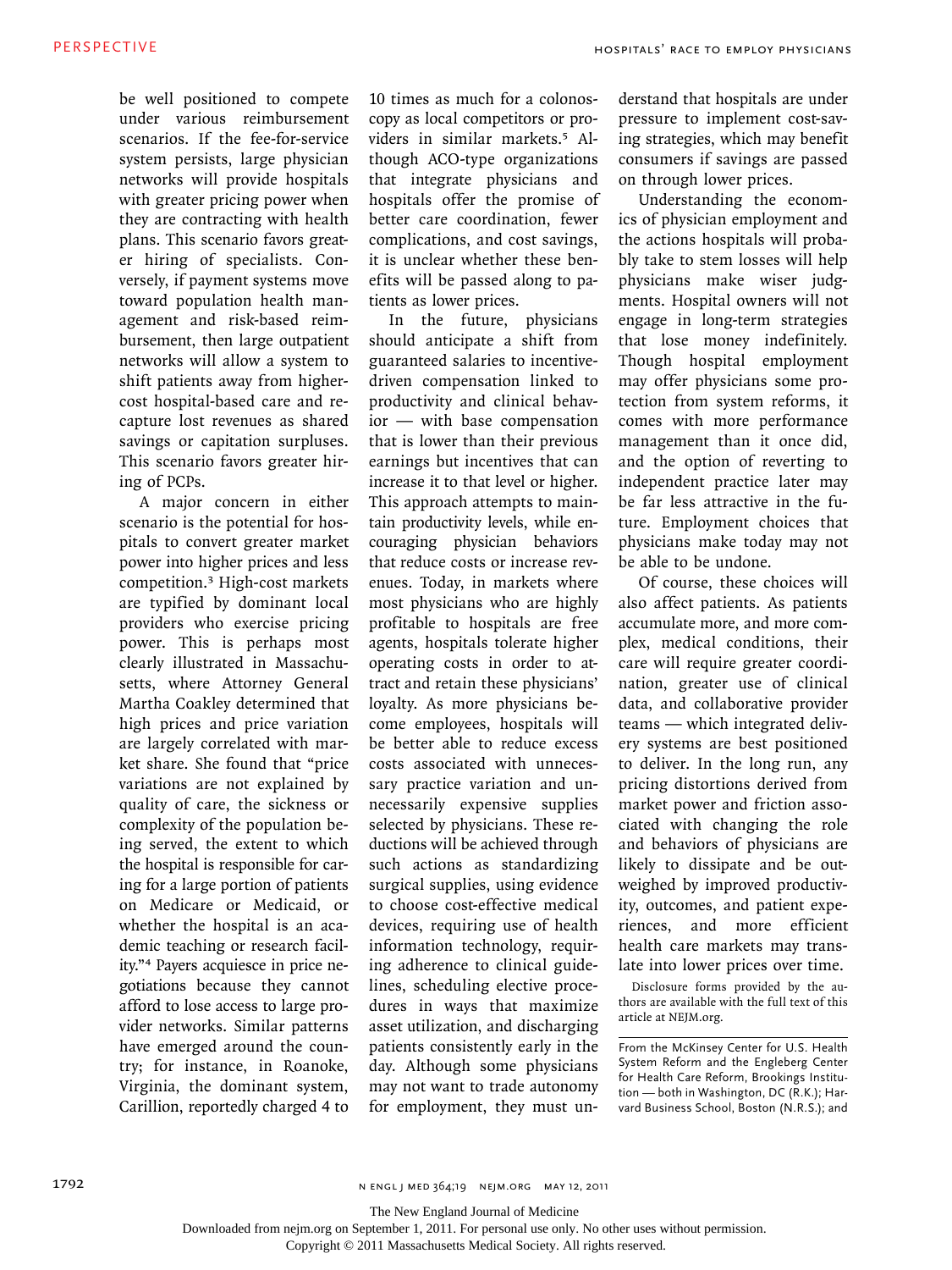be well positioned to compete under various reimbursement scenarios. If the fee-for-service system persists, large physician networks will provide hospitals with greater pricing power when they are contracting with health plans. This scenario favors greater hiring of specialists. Conversely, if payment systems move toward population health management and risk-based reimbursement, then large outpatient networks will allow a system to shift patients away from higher-cost hospital-based care and recapture lost revenues as shared savings or capitation surpluses. This scenario favors greater hiring of PCPs.

A major concern in either scenario is the potential for hospitals to convert greater market power into higher prices and less competition.[3] High-cost markets are typified by dominant local providers who exercise pricing power. This is perhaps most clearly illustrated in Massachusetts, where Attorney General Martha Coakley determined that high prices and price variation are largely correlated with market share. She found that "price variations are not explained by quality of care, the sickness or complexity of the population being served, the extent to which the hospital is responsible for caring for a large portion of patients on Medicare or Medicaid, or whether the hospital is an academic teaching or research facility."[4] Payers acquiesce in price negotiations because they cannot afford to lose access to large provider networks. Similar patterns have emerged around the country; for instance, in Roanoke, Virginia, the dominant system, Carillion, reportedly charged 4 to 10 times as much for a colonoscopy as local competitors or providers in similar markets.[5] Although ACO-type organizations that integrate physicians and hospitals offer the promise of better care coordination, fewer complications, and cost savings, it is unclear whether these benefits will be passed along to patients as lower prices.

In the future, physicians should anticipate a shift from guaranteed salaries to incentive-driven compensation linked to productivity and clinical behavior — with base compensation that is lower than their previous earnings but incentives that can increase it to that level or higher. This approach attempts to maintain productivity levels, while encouraging physician behaviors that reduce costs or increase revenues. Today, in markets where most physicians who are highly profitable to hospitals are free agents, hospitals tolerate higher operating costs in order to attract and retain these physicians' loyalty. As more physicians become employees, hospitals will be better able to reduce excess costs associated with unnecessary practice variation and unnecessarily expensive supplies selected by physicians. These reductions will be achieved through such actions as standardizing surgical supplies, using evidence to choose cost-effective medical devices, requiring use of health information technology, requiring adherence to clinical guidelines, scheduling elective procedures in ways that maximize asset utilization, and discharging patients consistently early in the day. Although some physicians may not want to trade autonomy for employment, they must understand that hospitals are under pressure to implement cost-saving strategies, which may benefit consumers if savings are passed on through lower prices.

Understanding the economics of physician employment and the actions hospitals will probably take to stem losses will help physicians make wiser judgments. Hospital owners will not engage in long-term strategies that lose money indefinitely. Though hospital employment may offer physicians some protection from system reforms, it comes with more performance management than it once did, and the option of reverting to independent practice later may be far less attractive in the future. Employment choices that physicians make today may not be able to be undone.

Of course, these choices will also affect patients. As patients accumulate more, and more complex, medical conditions, their care will require greater coordination, greater use of clinical data, and collaborative provider teams — which integrated delivery systems are best positioned to deliver. In the long run, any pricing distortions derived from market power and friction associated with changing the role and behaviors of physicians are likely to dissipate and be outweighed by improved productivity, outcomes, and patient experiences, and more efficient health care markets may translate into lower prices over time.

Disclosure forms provided by the authors are available with the full text of this article at NEJM.org.

From the McKinsey Center for U.S. Health System Reform and the Engleberg Center for Health Care Reform, Brookings Institution — both in Washington, DC (R.K.); Harvard Business School, Boston (N.R.S.); and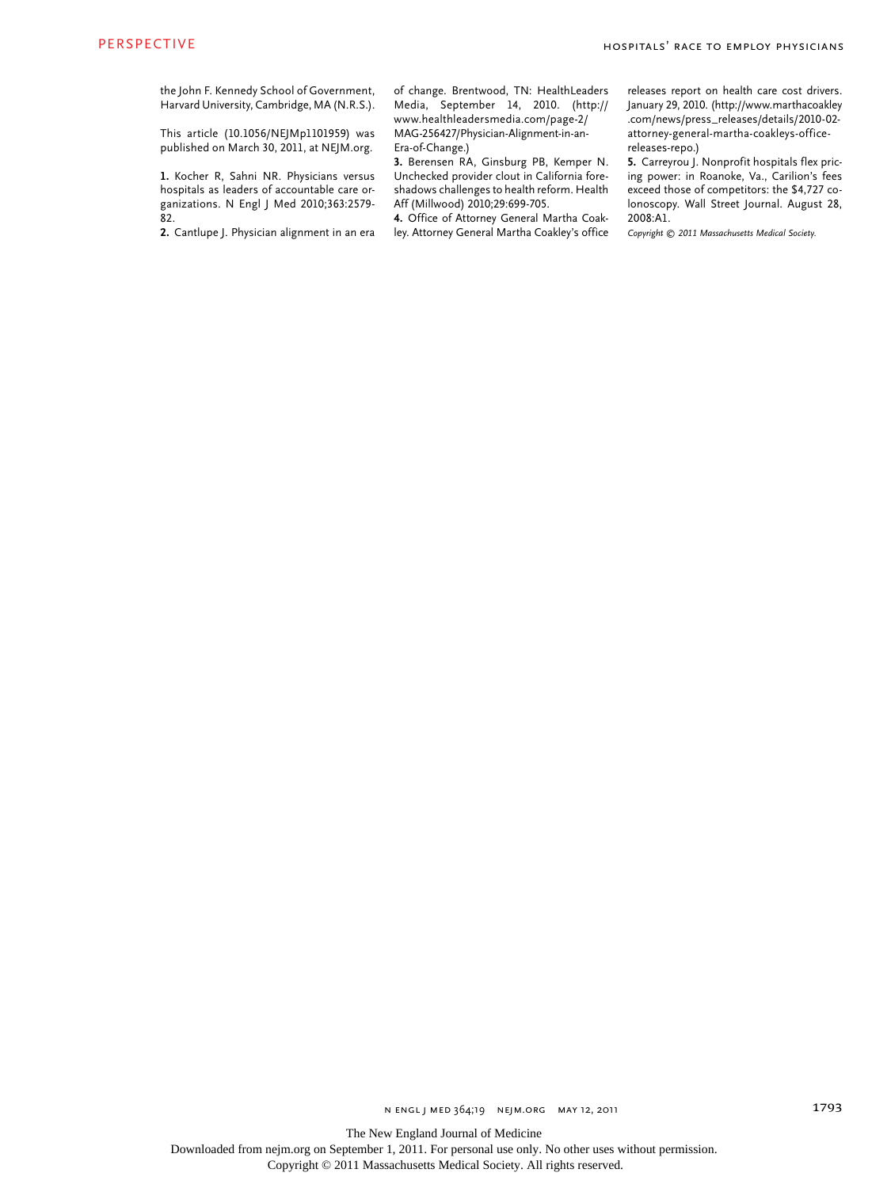the John F. Kennedy School of Government, Harvard University, Cambridge, MA (N.R.S.).

This article (10.1056/NEJMp1101959) was published on March 30, 2011, at NEJM.org.

1. Kocher R, Sahni NR. Physicians versus hospitals as leaders of accountable care organizations. N Engl J Med 2010;363:2579-82.

2. Cantlupe J. Physician alignment in an era of change. Brentwood, TN: HealthLeaders Media, September 14, 2010. (http://www.healthleadersmedia.com/page-2/MAG-256427/Physician-Alignment-in-an-Era-of-Change.)

3. Berensen RA, Ginsburg PB, Kemper N. Unchecked provider clout in California foreshadows challenges to health reform. Health Aff (Millwood) 2010;29:699-705.

4. Office of Attorney General Martha Coakley. Attorney General Martha Coakley's office releases report on health care cost drivers. January 29, 2010. (http://www.marthacoakley.com/news/press_releases/details/2010-02-attorney-general-martha-coakleys-office-releases-repo.)

5. Carreyrou J. Nonprofit hospitals flex pricing power: in Roanoke, Va., Carilion's fees exceed those of competitors: the $4,727 colonoscopy. Wall Street Journal. August 28, 2008:A1.

*Copyright © 2011 Massachusetts Medical Society.*